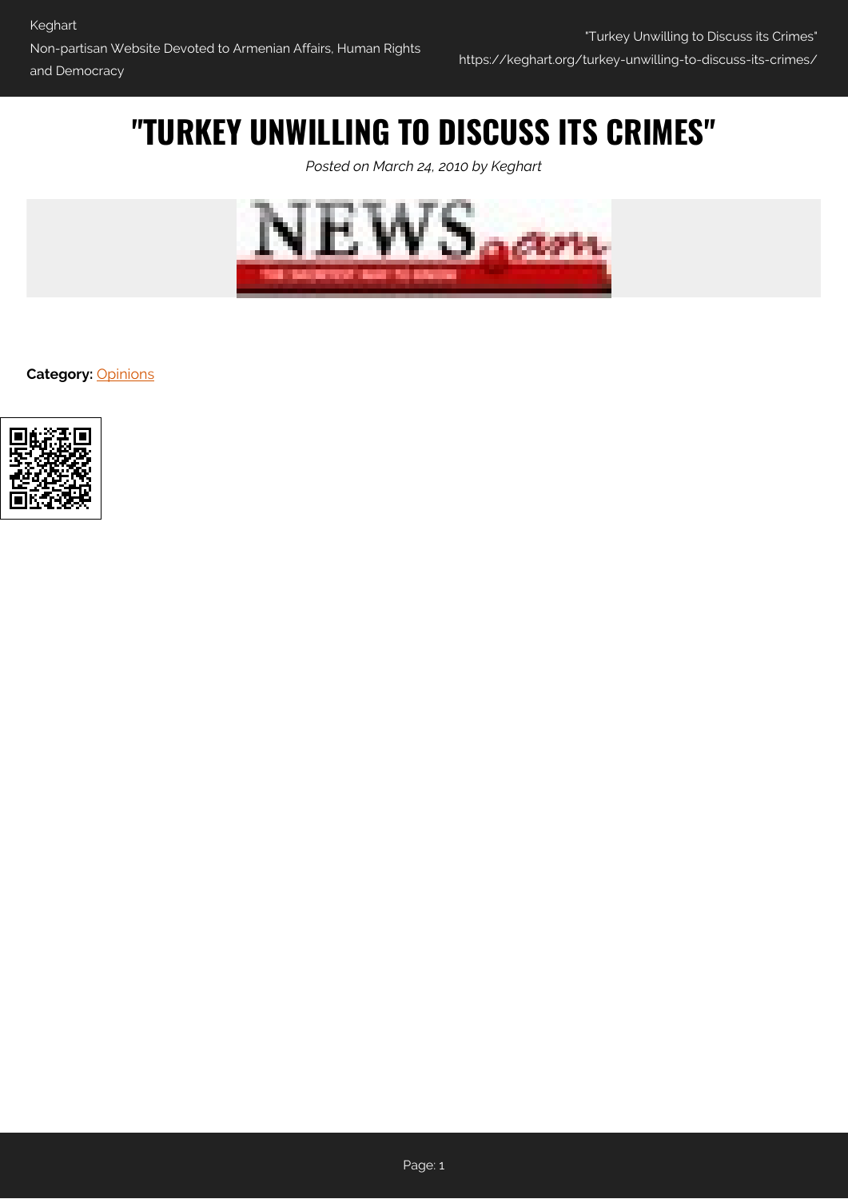# "TURKEY UNWILLING TO DISCUSS ITS CRIMES"

*Posted on March 24, 2010 by Keghart*

**Category:** Opinions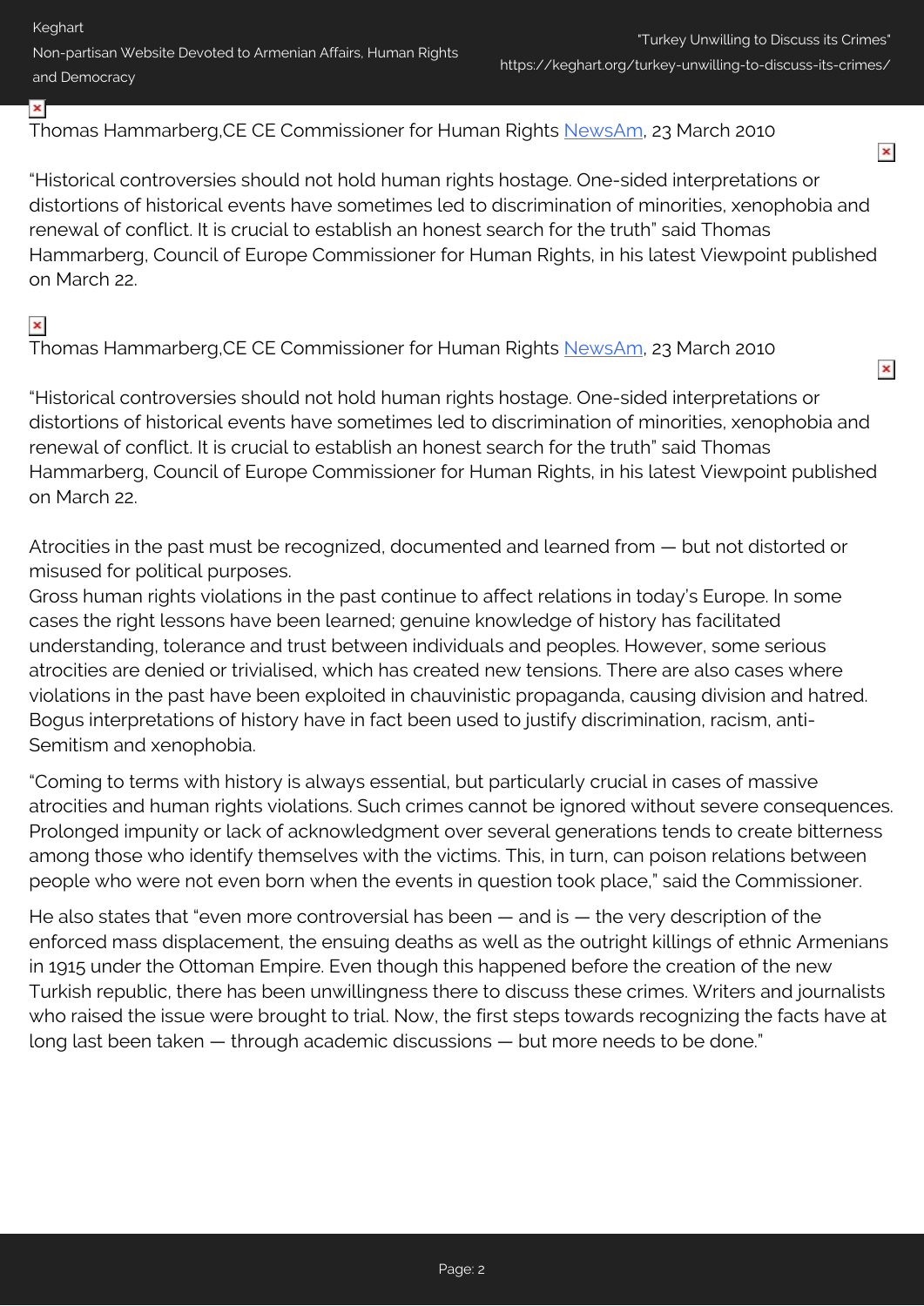Thomas Hammarberg,CE CE Commissioner for Human Rights [NewsAm](), 23 March 2010

"Historical controversies should not hold human rights hostage. One-sided interpretations or distortions of historical events have sometimes led to discrimination of minorities, xenophobia and renewal of conflict. It is crucial to establish an honest search for the truth" said Thomas Hammarberg, Council of Europe Commissioner for Human Rights, in his latest Viewpoint published on March 22.

Thomas Hammarberg,CE CE Commissioner for Human Rights [NewsAm](), 23 March 2010

"Historical controversies should not hold human rights hostage. One-sided interpretations or distortions of historical events have sometimes led to discrimination of minorities, xenophobia and renewal of conflict. It is crucial to establish an honest search for the truth" said Thomas Hammarberg, Council of Europe Commissioner for Human Rights, in his latest Viewpoint published on March 22.

Atrocities in the past must be recognized, documented and learned from — but not distorted or misused for political purposes.
Gross human rights violations in the past continue to affect relations in today's Europe. In some cases the right lessons have been learned; genuine knowledge of history has facilitated understanding, tolerance and trust between individuals and peoples. However, some serious atrocities are denied or trivialised, which has created new tensions. There are also cases where violations in the past have been exploited in chauvinistic propaganda, causing division and hatred. Bogus interpretations of history have in fact been used to justify discrimination, racism, anti-Semitism and xenophobia.

"Coming to terms with history is always essential, but particularly crucial in cases of massive atrocities and human rights violations. Such crimes cannot be ignored without severe consequences. Prolonged impunity or lack of acknowledgment over several generations tends to create bitterness among those who identify themselves with the victims. This, in turn, can poison relations between people who were not even born when the events in question took place," said the Commissioner.

He also states that "even more controversial has been — and is — the very description of the enforced mass displacement, the ensuing deaths as well as the outright killings of ethnic Armenians in 1915 under the Ottoman Empire. Even though this happened before the creation of the new Turkish republic, there has been unwillingness there to discuss these crimes. Writers and journalists who raised the issue were brought to trial. Now, the first steps towards recognizing the facts have at long last been taken — through academic discussions — but more needs to be done."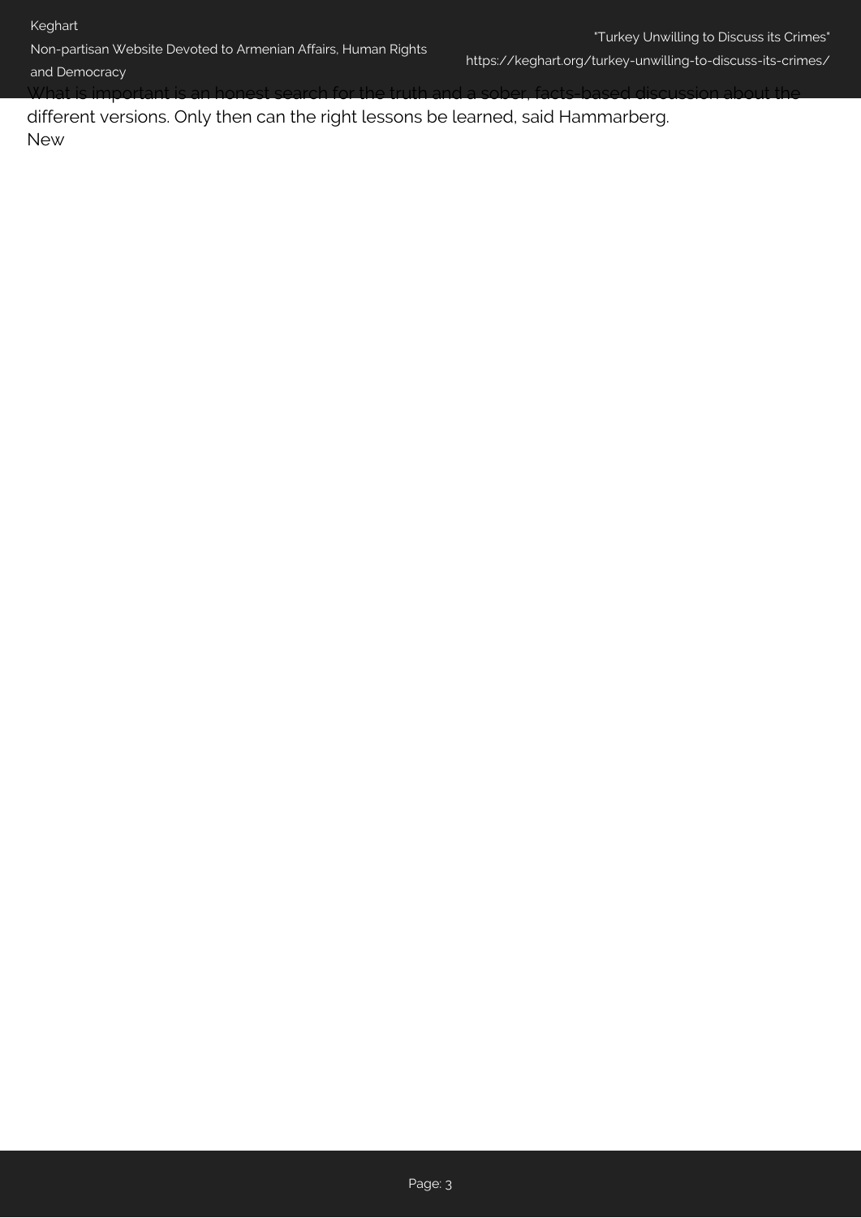What is important is an honest search for the truth and a sober, facts-based discussion about the different versions. Only then can the right lessons be learned, said Hammarberg.

New